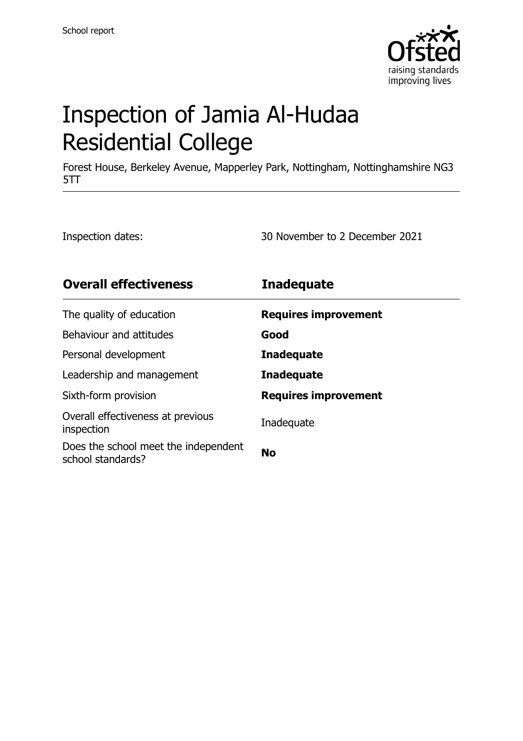School report

# Inspection of Jamia Al-Hudaa Residential College

Forest House, Berkeley Avenue, Mapperley Park, Nottingham, Nottinghamshire NG3 5TT

Inspection dates: 30 November to 2 December 2021

| **Overall effectiveness** | **Inadequate** |
| --- | --- |
| The quality of education | **Requires improvement** |
| Behaviour and attitudes | **Good** |
| Personal development | **Inadequate** |
| Leadership and management | **Inadequate** |
| Sixth-form provision | **Requires improvement** |
| Overall effectiveness at previous inspection | Inadequate |
| Does the school meet the independent school standards? | **No** |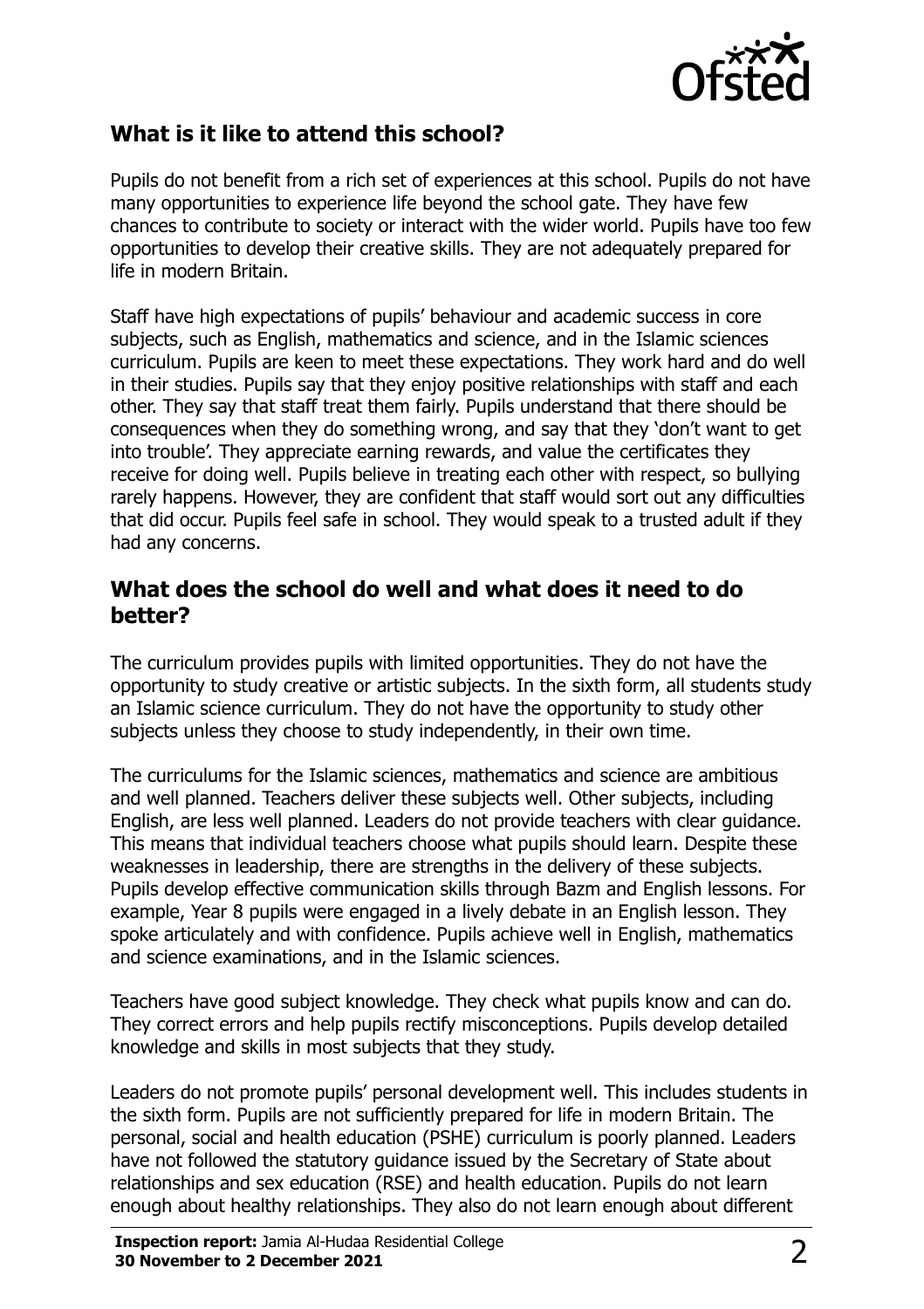## What is it like to attend this school?

Pupils do not benefit from a rich set of experiences at this school. Pupils do not have many opportunities to experience life beyond the school gate. They have few chances to contribute to society or interact with the wider world. Pupils have too few opportunities to develop their creative skills. They are not adequately prepared for life in modern Britain.

Staff have high expectations of pupils' behaviour and academic success in core subjects, such as English, mathematics and science, and in the Islamic sciences curriculum. Pupils are keen to meet these expectations. They work hard and do well in their studies. Pupils say that they enjoy positive relationships with staff and each other. They say that staff treat them fairly. Pupils understand that there should be consequences when they do something wrong, and say that they 'don't want to get into trouble'. They appreciate earning rewards, and value the certificates they receive for doing well. Pupils believe in treating each other with respect, so bullying rarely happens. However, they are confident that staff would sort out any difficulties that did occur. Pupils feel safe in school. They would speak to a trusted adult if they had any concerns.

## What does the school do well and what does it need to do better?

The curriculum provides pupils with limited opportunities. They do not have the opportunity to study creative or artistic subjects. In the sixth form, all students study an Islamic science curriculum. They do not have the opportunity to study other subjects unless they choose to study independently, in their own time.

The curriculums for the Islamic sciences, mathematics and science are ambitious and well planned. Teachers deliver these subjects well. Other subjects, including English, are less well planned. Leaders do not provide teachers with clear guidance. This means that individual teachers choose what pupils should learn. Despite these weaknesses in leadership, there are strengths in the delivery of these subjects. Pupils develop effective communication skills through Bazm and English lessons. For example, Year 8 pupils were engaged in a lively debate in an English lesson. They spoke articulately and with confidence. Pupils achieve well in English, mathematics and science examinations, and in the Islamic sciences.

Teachers have good subject knowledge. They check what pupils know and can do. They correct errors and help pupils rectify misconceptions. Pupils develop detailed knowledge and skills in most subjects that they study.

Leaders do not promote pupils' personal development well. This includes students in the sixth form. Pupils are not sufficiently prepared for life in modern Britain. The personal, social and health education (PSHE) curriculum is poorly planned. Leaders have not followed the statutory guidance issued by the Secretary of State about relationships and sex education (RSE) and health education. Pupils do not learn enough about healthy relationships. They also do not learn enough about different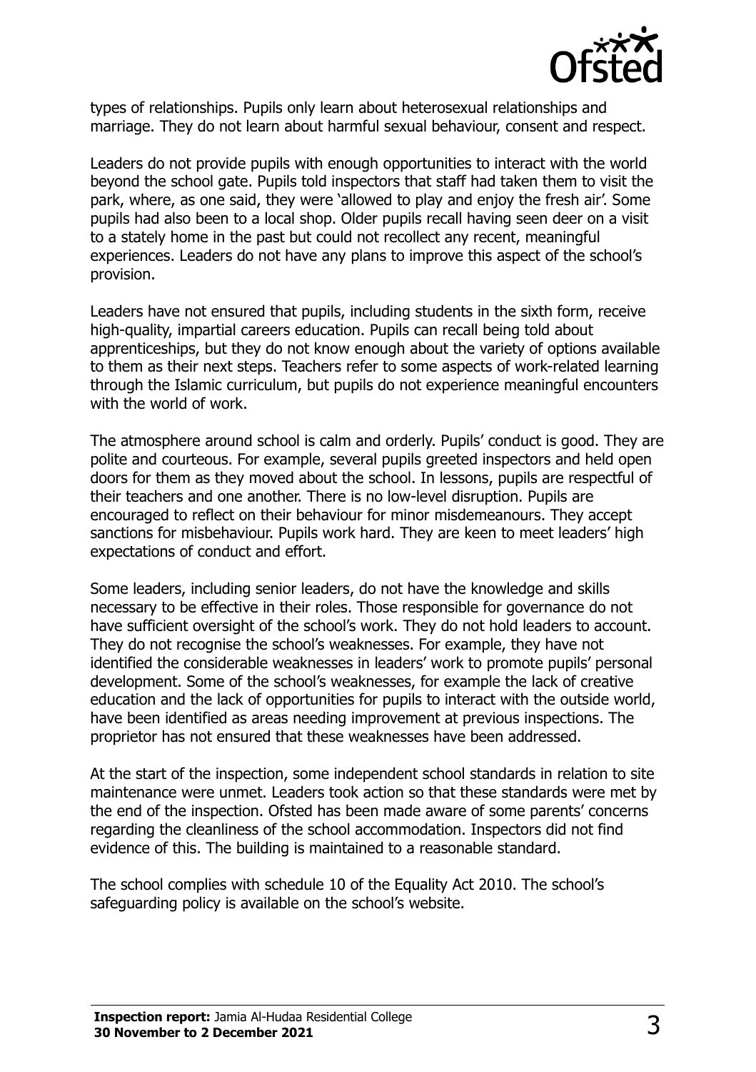types of relationships. Pupils only learn about heterosexual relationships and marriage. They do not learn about harmful sexual behaviour, consent and respect.

Leaders do not provide pupils with enough opportunities to interact with the world beyond the school gate. Pupils told inspectors that staff had taken them to visit the park, where, as one said, they were 'allowed to play and enjoy the fresh air'. Some pupils had also been to a local shop. Older pupils recall having seen deer on a visit to a stately home in the past but could not recollect any recent, meaningful experiences. Leaders do not have any plans to improve this aspect of the school's provision.

Leaders have not ensured that pupils, including students in the sixth form, receive high-quality, impartial careers education. Pupils can recall being told about apprenticeships, but they do not know enough about the variety of options available to them as their next steps. Teachers refer to some aspects of work-related learning through the Islamic curriculum, but pupils do not experience meaningful encounters with the world of work.

The atmosphere around school is calm and orderly. Pupils' conduct is good. They are polite and courteous. For example, several pupils greeted inspectors and held open doors for them as they moved about the school. In lessons, pupils are respectful of their teachers and one another. There is no low-level disruption. Pupils are encouraged to reflect on their behaviour for minor misdemeanours. They accept sanctions for misbehaviour. Pupils work hard. They are keen to meet leaders' high expectations of conduct and effort.

Some leaders, including senior leaders, do not have the knowledge and skills necessary to be effective in their roles. Those responsible for governance do not have sufficient oversight of the school's work. They do not hold leaders to account. They do not recognise the school's weaknesses. For example, they have not identified the considerable weaknesses in leaders' work to promote pupils' personal development. Some of the school's weaknesses, for example the lack of creative education and the lack of opportunities for pupils to interact with the outside world, have been identified as areas needing improvement at previous inspections. The proprietor has not ensured that these weaknesses have been addressed.

At the start of the inspection, some independent school standards in relation to site maintenance were unmet. Leaders took action so that these standards were met by the end of the inspection. Ofsted has been made aware of some parents' concerns regarding the cleanliness of the school accommodation. Inspectors did not find evidence of this. The building is maintained to a reasonable standard.

The school complies with schedule 10 of the Equality Act 2010. The school's safeguarding policy is available on the school's website.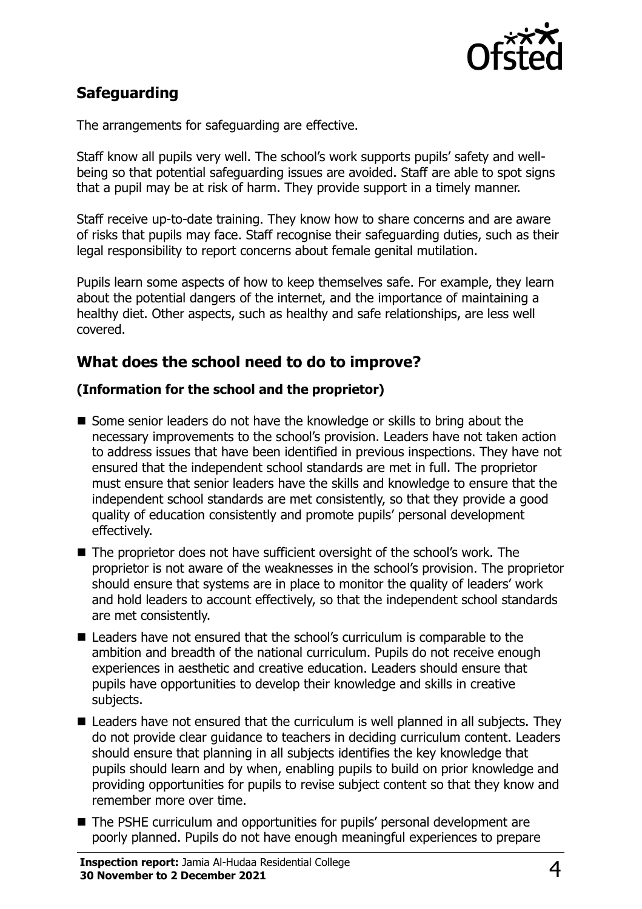## Safeguarding

The arrangements for safeguarding are effective.

Staff know all pupils very well. The school's work supports pupils' safety and well-being so that potential safeguarding issues are avoided. Staff are able to spot signs that a pupil may be at risk of harm. They provide support in a timely manner.

Staff receive up-to-date training. They know how to share concerns and are aware of risks that pupils may face. Staff recognise their safeguarding duties, such as their legal responsibility to report concerns about female genital mutilation.

Pupils learn some aspects of how to keep themselves safe. For example, they learn about the potential dangers of the internet, and the importance of maintaining a healthy diet. Other aspects, such as healthy and safe relationships, are less well covered.

## What does the school need to do to improve?

**(Information for the school and the proprietor)**

- Some senior leaders do not have the knowledge or skills to bring about the necessary improvements to the school's provision. Leaders have not taken action to address issues that have been identified in previous inspections. They have not ensured that the independent school standards are met in full. The proprietor must ensure that senior leaders have the skills and knowledge to ensure that the independent school standards are met consistently, so that they provide a good quality of education consistently and promote pupils' personal development effectively.
- The proprietor does not have sufficient oversight of the school's work. The proprietor is not aware of the weaknesses in the school's provision. The proprietor should ensure that systems are in place to monitor the quality of leaders' work and hold leaders to account effectively, so that the independent school standards are met consistently.
- Leaders have not ensured that the school's curriculum is comparable to the ambition and breadth of the national curriculum. Pupils do not receive enough experiences in aesthetic and creative education. Leaders should ensure that pupils have opportunities to develop their knowledge and skills in creative subjects.
- Leaders have not ensured that the curriculum is well planned in all subjects. They do not provide clear guidance to teachers in deciding curriculum content. Leaders should ensure that planning in all subjects identifies the key knowledge that pupils should learn and by when, enabling pupils to build on prior knowledge and providing opportunities for pupils to revise subject content so that they know and remember more over time.
- The PSHE curriculum and opportunities for pupils' personal development are poorly planned. Pupils do not have enough meaningful experiences to prepare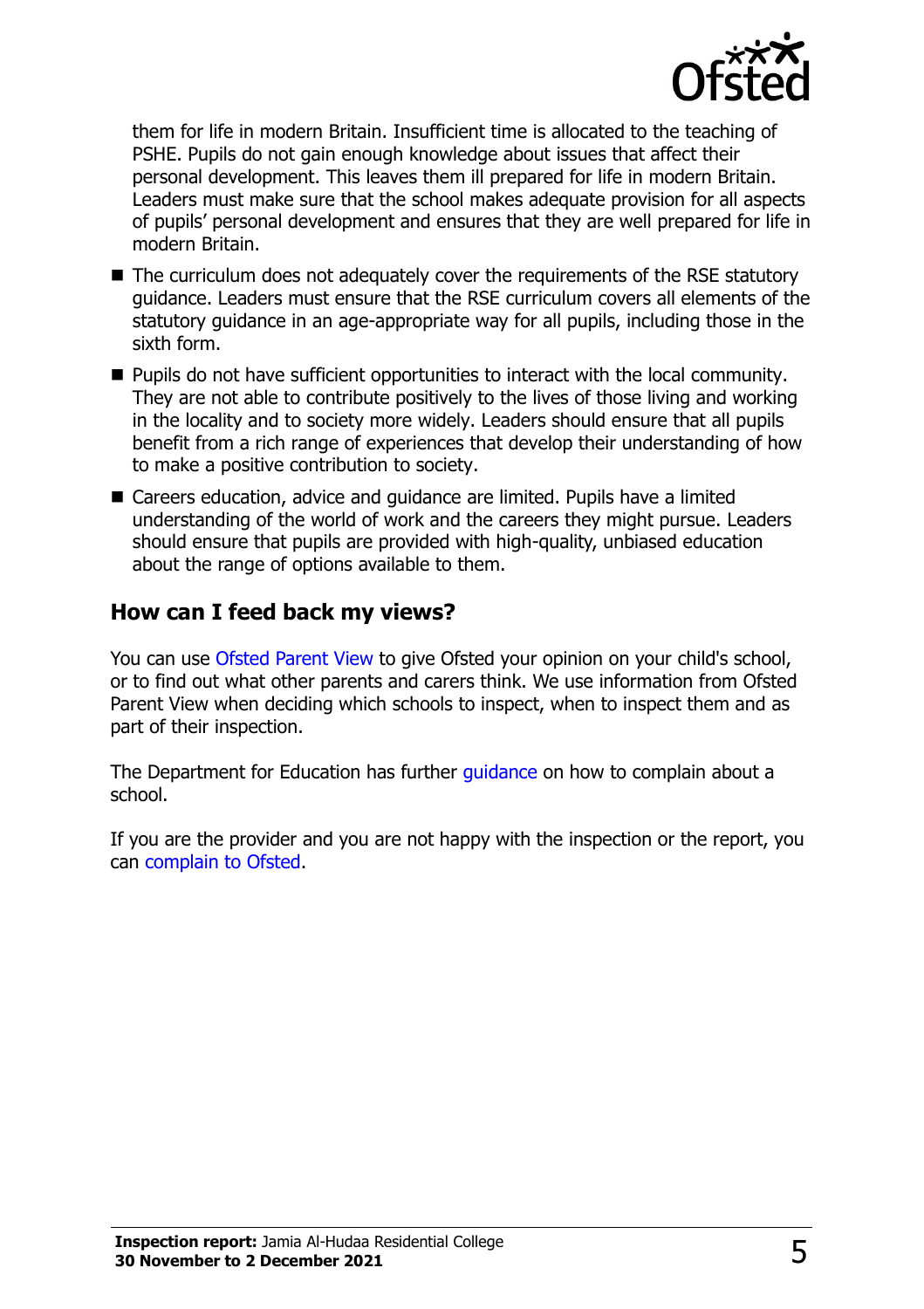them for life in modern Britain. Insufficient time is allocated to the teaching of PSHE. Pupils do not gain enough knowledge about issues that affect their personal development. This leaves them ill prepared for life in modern Britain. Leaders must make sure that the school makes adequate provision for all aspects of pupils' personal development and ensures that they are well prepared for life in modern Britain.

- The curriculum does not adequately cover the requirements of the RSE statutory guidance. Leaders must ensure that the RSE curriculum covers all elements of the statutory guidance in an age-appropriate way for all pupils, including those in the sixth form.
- Pupils do not have sufficient opportunities to interact with the local community. They are not able to contribute positively to the lives of those living and working in the locality and to society more widely. Leaders should ensure that all pupils benefit from a rich range of experiences that develop their understanding of how to make a positive contribution to society.
- Careers education, advice and guidance are limited. Pupils have a limited understanding of the world of work and the careers they might pursue. Leaders should ensure that pupils are provided with high-quality, unbiased education about the range of options available to them.

## How can I feed back my views?

You can use Ofsted Parent View to give Ofsted your opinion on your child's school, or to find out what other parents and carers think. We use information from Ofsted Parent View when deciding which schools to inspect, when to inspect them and as part of their inspection.

The Department for Education has further guidance on how to complain about a school.

If you are the provider and you are not happy with the inspection or the report, you can complain to Ofsted.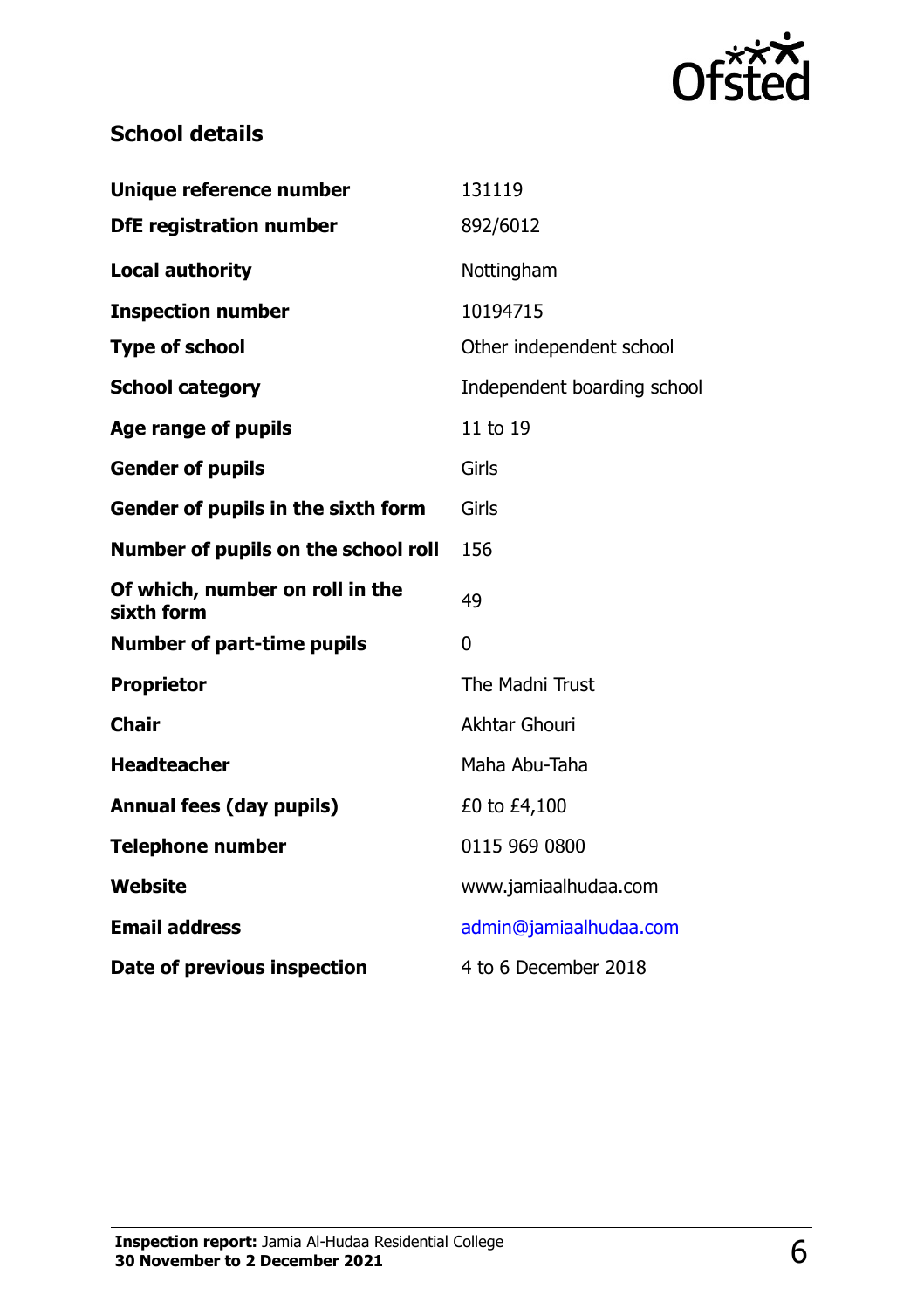## School details

| | |
|---|---|
| **Unique reference number** | 131119 |
| **DfE registration number** | 892/6012 |
| **Local authority** | Nottingham |
| **Inspection number** | 10194715 |
| **Type of school** | Other independent school |
| **School category** | Independent boarding school |
| **Age range of pupils** | 11 to 19 |
| **Gender of pupils** | Girls |
| **Gender of pupils in the sixth form** | Girls |
| **Number of pupils on the school roll** | 156 |
| **Of which, number on roll in the sixth form** | 49 |
| **Number of part-time pupils** | 0 |
| **Proprietor** | The Madni Trust |
| **Chair** | Akhtar Ghouri |
| **Headteacher** | Maha Abu-Taha |
| **Annual fees (day pupils)** | £0 to £4,100 |
| **Telephone number** | 0115 969 0800 |
| **Website** | www.jamiaalhudaa.com |
| **Email address** | admin@jamiaalhudaa.com |
| **Date of previous inspection** | 4 to 6 December 2018 |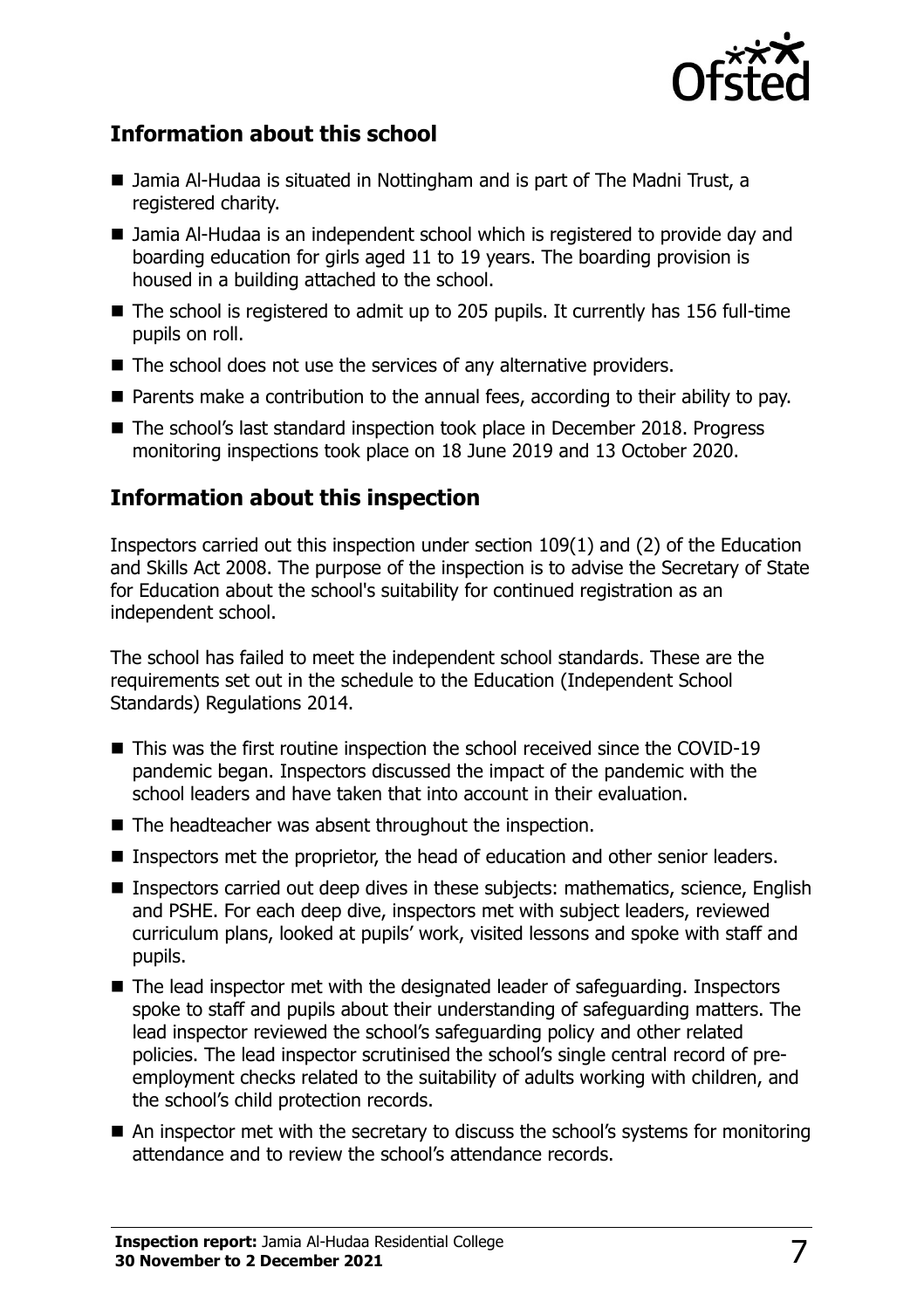## Information about this school

- Jamia Al-Hudaa is situated in Nottingham and is part of The Madni Trust, a registered charity.
- Jamia Al-Hudaa is an independent school which is registered to provide day and boarding education for girls aged 11 to 19 years. The boarding provision is housed in a building attached to the school.
- The school is registered to admit up to 205 pupils. It currently has 156 full-time pupils on roll.
- The school does not use the services of any alternative providers.
- Parents make a contribution to the annual fees, according to their ability to pay.
- The school's last standard inspection took place in December 2018. Progress monitoring inspections took place on 18 June 2019 and 13 October 2020.

## Information about this inspection

Inspectors carried out this inspection under section 109(1) and (2) of the Education and Skills Act 2008. The purpose of the inspection is to advise the Secretary of State for Education about the school's suitability for continued registration as an independent school.

The school has failed to meet the independent school standards. These are the requirements set out in the schedule to the Education (Independent School Standards) Regulations 2014.

- This was the first routine inspection the school received since the COVID-19 pandemic began. Inspectors discussed the impact of the pandemic with the school leaders and have taken that into account in their evaluation.
- The headteacher was absent throughout the inspection.
- Inspectors met the proprietor, the head of education and other senior leaders.
- Inspectors carried out deep dives in these subjects: mathematics, science, English and PSHE. For each deep dive, inspectors met with subject leaders, reviewed curriculum plans, looked at pupils' work, visited lessons and spoke with staff and pupils.
- The lead inspector met with the designated leader of safeguarding. Inspectors spoke to staff and pupils about their understanding of safeguarding matters. The lead inspector reviewed the school's safeguarding policy and other related policies. The lead inspector scrutinised the school's single central record of pre-employment checks related to the suitability of adults working with children, and the school's child protection records.
- An inspector met with the secretary to discuss the school's systems for monitoring attendance and to review the school's attendance records.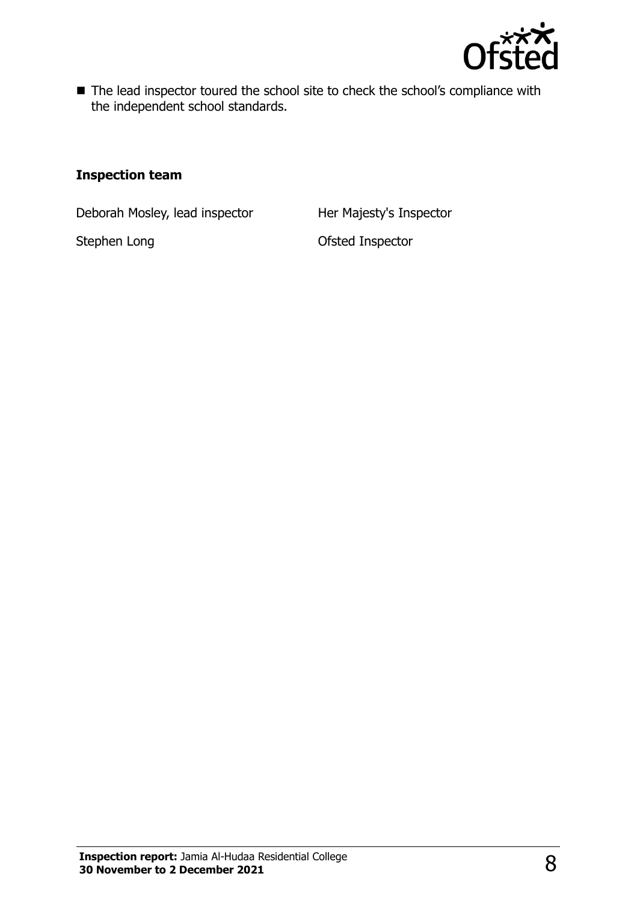- The lead inspector toured the school site to check the school's compliance with the independent school standards.

### Inspection team

| | |
|---|---|
| Deborah Mosley, lead inspector | Her Majesty's Inspector |
| Stephen Long | Ofsted Inspector |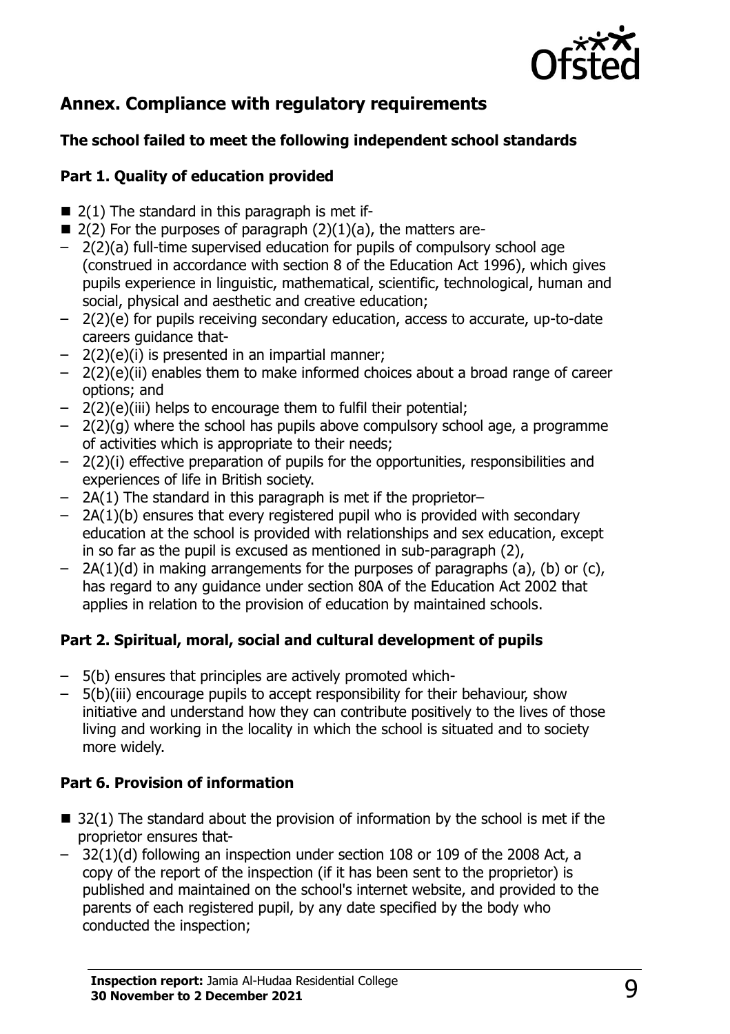## Annex. Compliance with regulatory requirements

### The school failed to meet the following independent school standards

### Part 1. Quality of education provided

- 2(1) The standard in this paragraph is met if-
- 2(2) For the purposes of paragraph (2)(1)(a), the matters are-
  - 2(2)(a) full-time supervised education for pupils of compulsory school age (construed in accordance with section 8 of the Education Act 1996), which gives pupils experience in linguistic, mathematical, scientific, technological, human and social, physical and aesthetic and creative education;
  - 2(2)(e) for pupils receiving secondary education, access to accurate, up-to-date careers guidance that-
  - 2(2)(e)(i) is presented in an impartial manner;
  - 2(2)(e)(ii) enables them to make informed choices about a broad range of career options; and
  - 2(2)(e)(iii) helps to encourage them to fulfil their potential;
  - 2(2)(g) where the school has pupils above compulsory school age, a programme of activities which is appropriate to their needs;
  - 2(2)(i) effective preparation of pupils for the opportunities, responsibilities and experiences of life in British society.
  - 2A(1) The standard in this paragraph is met if the proprietor–
  - 2A(1)(b) ensures that every registered pupil who is provided with secondary education at the school is provided with relationships and sex education, except in so far as the pupil is excused as mentioned in sub-paragraph (2),
  - 2A(1)(d) in making arrangements for the purposes of paragraphs (a), (b) or (c), has regard to any guidance under section 80A of the Education Act 2002 that applies in relation to the provision of education by maintained schools.

### Part 2. Spiritual, moral, social and cultural development of pupils

- 5(b) ensures that principles are actively promoted which-
- 5(b)(iii) encourage pupils to accept responsibility for their behaviour, show initiative and understand how they can contribute positively to the lives of those living and working in the locality in which the school is situated and to society more widely.

### Part 6. Provision of information

- 32(1) The standard about the provision of information by the school is met if the proprietor ensures that-
  - 32(1)(d) following an inspection under section 108 or 109 of the 2008 Act, a copy of the report of the inspection (if it has been sent to the proprietor) is published and maintained on the school's internet website, and provided to the parents of each registered pupil, by any date specified by the body who conducted the inspection;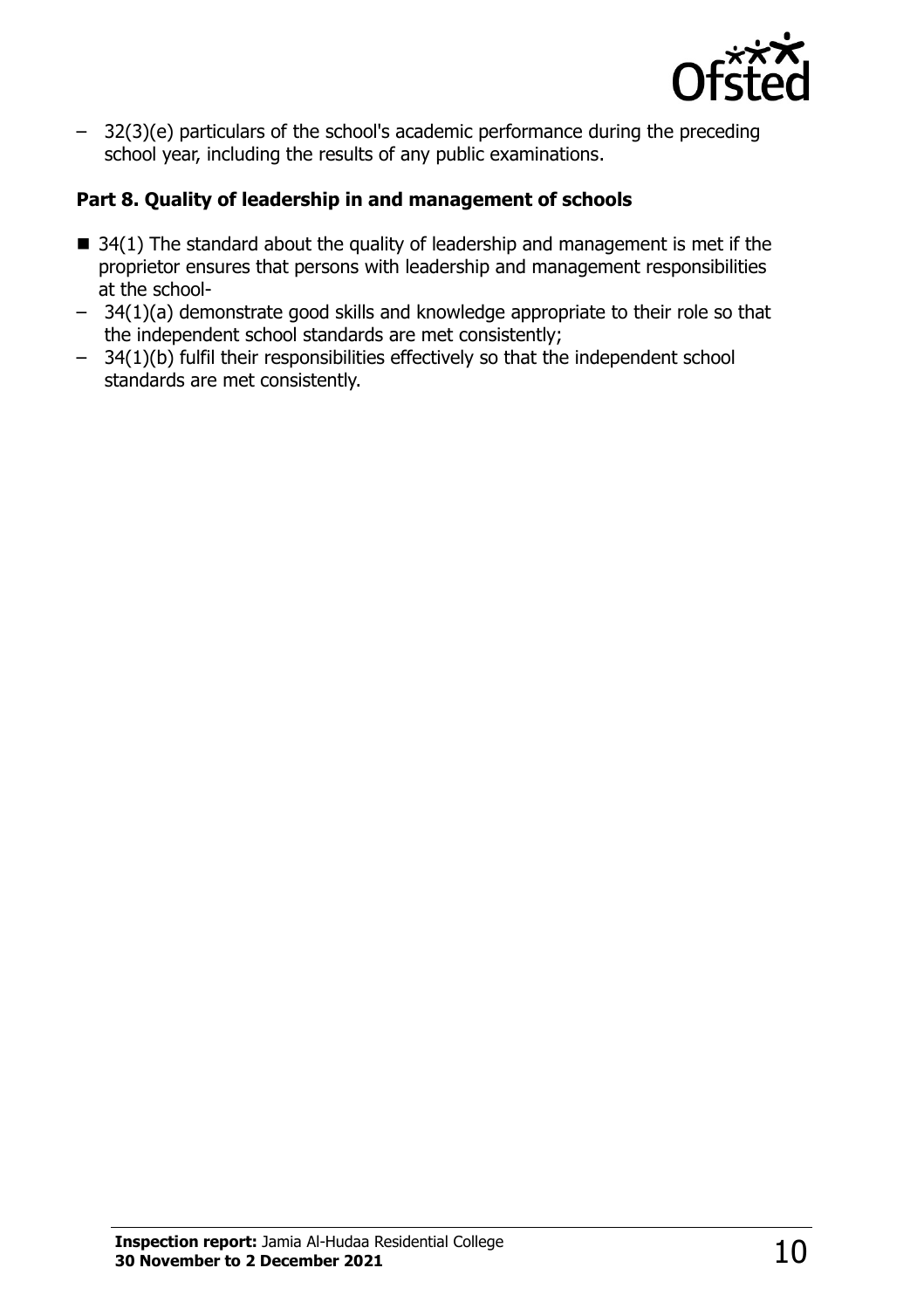- 32(3)(e) particulars of the school's academic performance during the preceding school year, including the results of any public examinations.

**Part 8. Quality of leadership in and management of schools**

- 34(1) The standard about the quality of leadership and management is met if the proprietor ensures that persons with leadership and management responsibilities at the school-
  - 34(1)(a) demonstrate good skills and knowledge appropriate to their role so that the independent school standards are met consistently;
  - 34(1)(b) fulfil their responsibilities effectively so that the independent school standards are met consistently.